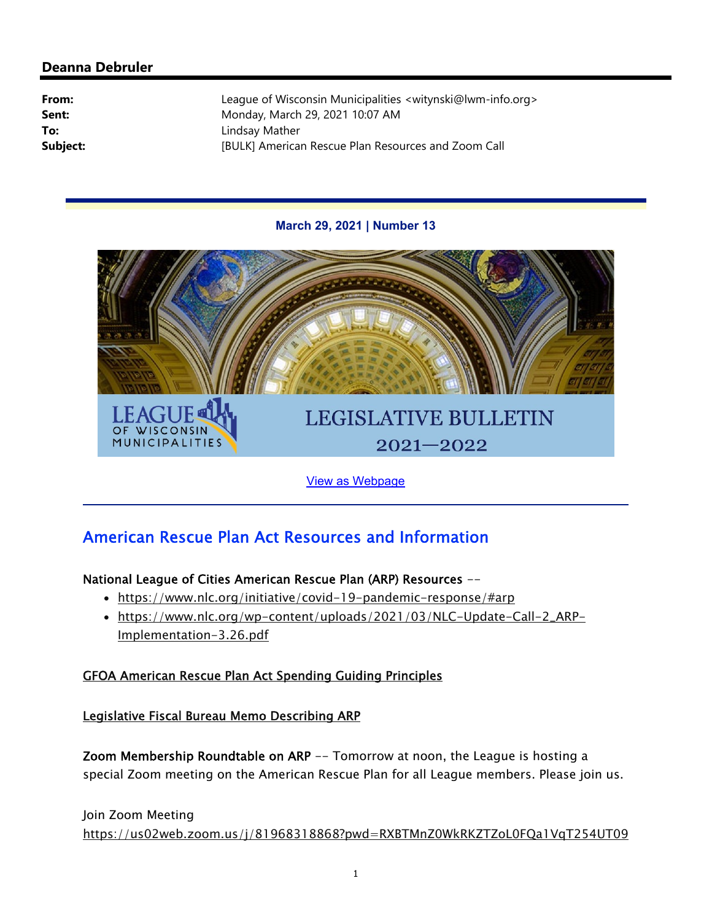**Deanna Debruler**

**From:** League of Wisconsin Municipalities <witynski@lwm-info.org>
**Sent:** Monday, March 29, 2021 10:07 AM
**To:** Lindsay Mather
**Subject:** [BULK] American Rescue Plan Resources and Zoom Call

**March 29, 2021 | Number 13**

LEAGUE OF WISCONSIN MUNICIPALITIES

LEGISLATIVE BULLETIN 2021—2022

View as Webpage

## American Rescue Plan Act Resources and Information

**National League of Cities American Rescue Plan (ARP) Resources** --

- https://www.nlc.org/initiative/covid-19-pandemic-response/#arp
- https://www.nlc.org/wp-content/uploads/2021/03/NLC-Update-Call-2_ARP-Implementation-3.26.pdf

GFOA American Rescue Plan Act Spending Guiding Principles

Legislative Fiscal Bureau Memo Describing ARP

**Zoom Membership Roundtable on ARP** -- Tomorrow at noon, the League is hosting a special Zoom meeting on the American Rescue Plan for all League members. Please join us.

Join Zoom Meeting
https://us02web.zoom.us/j/81968318868?pwd=RXBTMnZ0WkRKZTZoL0FQa1VqT254UT09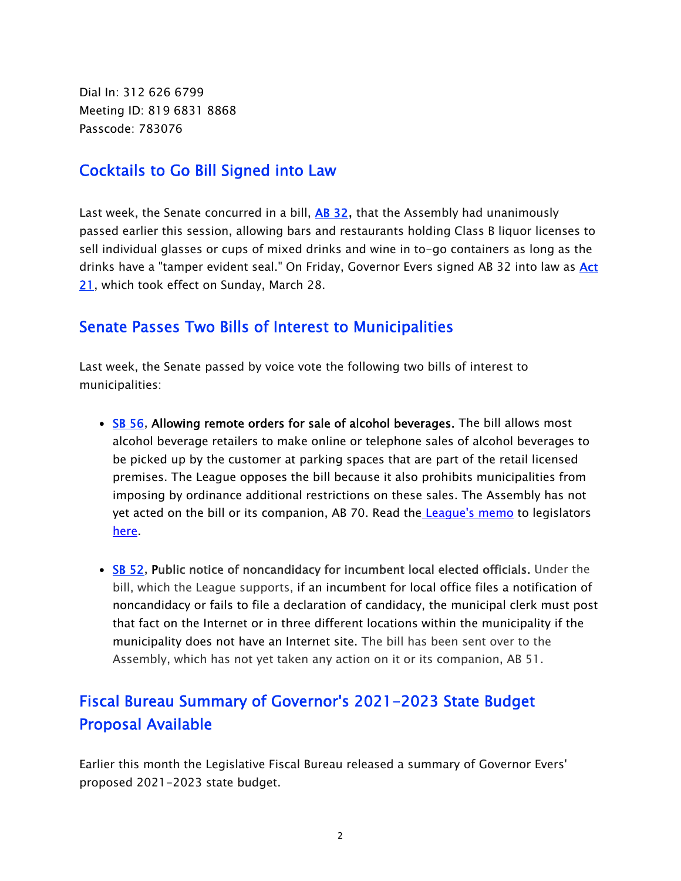Dial In: 312 626 6799
Meeting ID: 819 6831 8868
Passcode: 783076

## Cocktails to Go Bill Signed into Law

Last week, the Senate concurred in a bill, **AB 32,** that the Assembly had unanimously passed earlier this session, allowing bars and restaurants holding Class B liquor licenses to sell individual glasses or cups of mixed drinks and wine in to-go containers as long as the drinks have a "tamper evident seal." On Friday, Governor Evers signed AB 32 into law as Act 21, which took effect on Sunday, March 28.

## Senate Passes Two Bills of Interest to Municipalities

Last week, the Senate passed by voice vote the following two bills of interest to municipalities:

- SB 56, **Allowing remote orders for sale of alcohol beverages.** The bill allows most alcohol beverage retailers to make online or telephone sales of alcohol beverages to be picked up by the customer at parking spaces that are part of the retail licensed premises. The League opposes the bill because it also prohibits municipalities from imposing by ordinance additional restrictions on these sales. The Assembly has not yet acted on the bill or its companion, AB 70. Read the League's memo to legislators here.

- SB 52, **Public notice of noncandidacy for incumbent local elected officials.** Under the bill, which the League supports, if an incumbent for local office files a notification of noncandidacy or fails to file a declaration of candidacy, the municipal clerk must post that fact on the Internet or in three different locations within the municipality if the municipality does not have an Internet site. The bill has been sent over to the Assembly, which has not yet taken any action on it or its companion, AB 51.

## Fiscal Bureau Summary of Governor's 2021-2023 State Budget Proposal Available

Earlier this month the Legislative Fiscal Bureau released a summary of Governor Evers' proposed 2021-2023 state budget.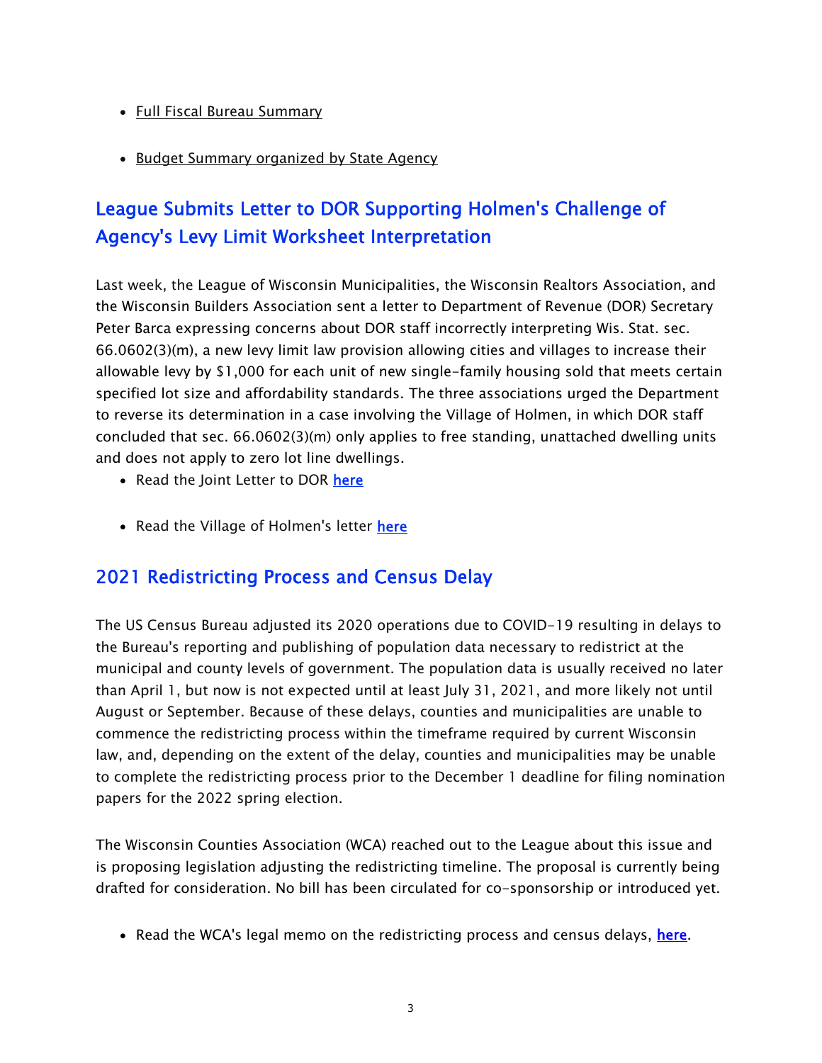- Full Fiscal Bureau Summary

- Budget Summary organized by State Agency

## League Submits Letter to DOR Supporting Holmen's Challenge of Agency's Levy Limit Worksheet Interpretation

Last week, the League of Wisconsin Municipalities, the Wisconsin Realtors Association, and the Wisconsin Builders Association sent a letter to Department of Revenue (DOR) Secretary Peter Barca expressing concerns about DOR staff incorrectly interpreting Wis. Stat. sec. 66.0602(3)(m), a new levy limit law provision allowing cities and villages to increase their allowable levy by $1,000 for each unit of new single-family housing sold that meets certain specified lot size and affordability standards. The three associations urged the Department to reverse its determination in a case involving the Village of Holmen, in which DOR staff concluded that sec. 66.0602(3)(m) only applies to free standing, unattached dwelling units and does not apply to zero lot line dwellings.

- Read the Joint Letter to DOR **here**

- Read the Village of Holmen's letter **here**

## 2021 Redistricting Process and Census Delay

The US Census Bureau adjusted its 2020 operations due to COVID-19 resulting in delays to the Bureau's reporting and publishing of population data necessary to redistrict at the municipal and county levels of government. The population data is usually received no later than April 1, but now is not expected until at least July 31, 2021, and more likely not until August or September. Because of these delays, counties and municipalities are unable to commence the redistricting process within the timeframe required by current Wisconsin law, and, depending on the extent of the delay, counties and municipalities may be unable to complete the redistricting process prior to the December 1 deadline for filing nomination papers for the 2022 spring election.

The Wisconsin Counties Association (WCA) reached out to the League about this issue and is proposing legislation adjusting the redistricting timeline. The proposal is currently being drafted for consideration. No bill has been circulated for co-sponsorship or introduced yet.

- Read the WCA's legal memo on the redistricting process and census delays, **here**.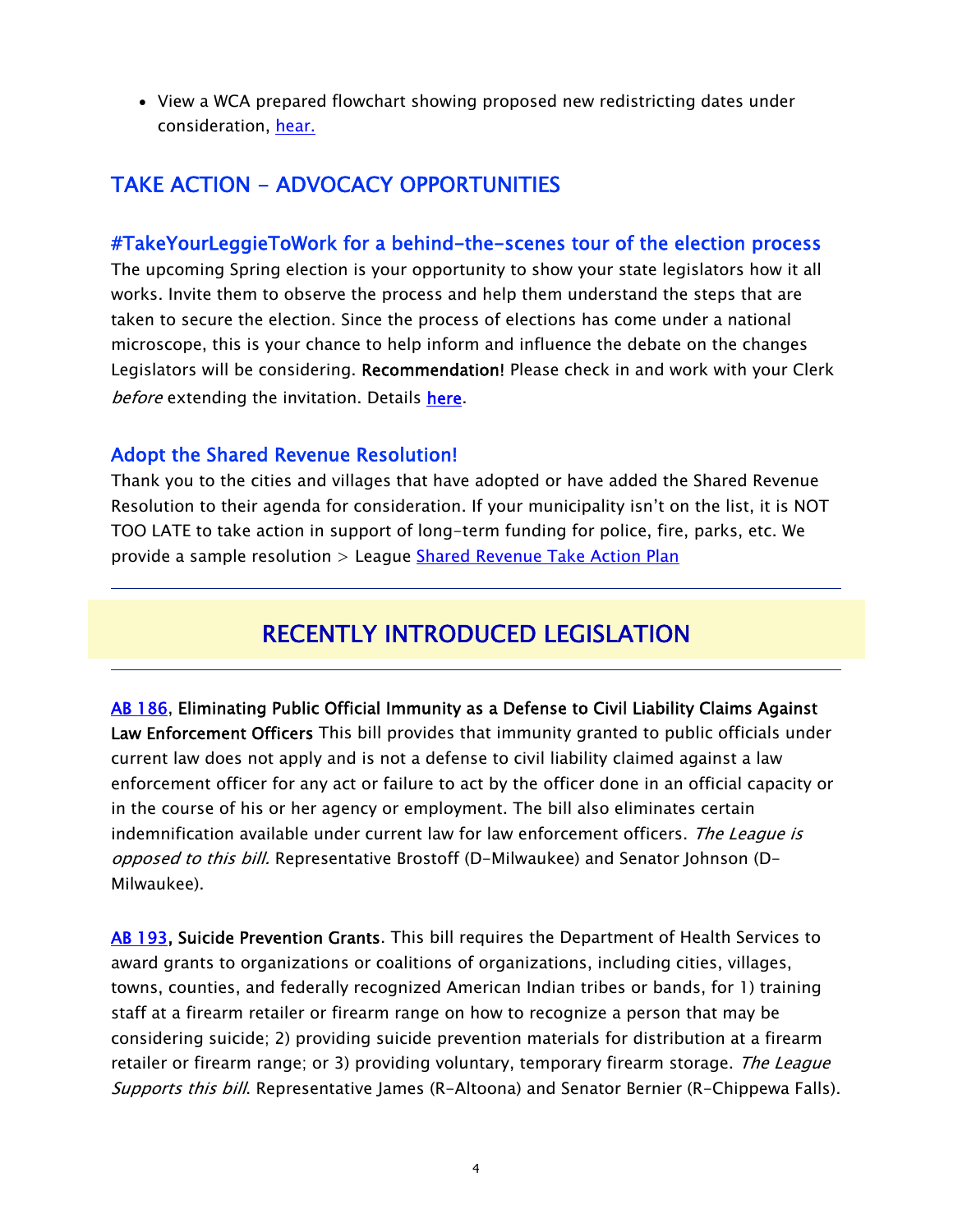- View a WCA prepared flowchart showing proposed new redistricting dates under consideration, [hear.]()

## TAKE ACTION – ADVOCACY OPPORTUNITIES

### #TakeYourLeggieToWork for a behind-the-scenes tour of the election process

The upcoming Spring election is your opportunity to show your state legislators how it all works. Invite them to observe the process and help them understand the steps that are taken to secure the election. Since the process of elections has come under a national microscope, this is your chance to help inform and influence the debate on the changes Legislators will be considering. **Recommendation!** Please check in and work with your Clerk *before* extending the invitation. Details **[here]()**.

### Adopt the Shared Revenue Resolution!

Thank you to the cities and villages that have adopted or have added the Shared Revenue Resolution to their agenda for consideration. If your municipality isn't on the list, it is NOT TOO LATE to take action in support of long-term funding for police, fire, parks, etc. We provide a sample resolution > League [Shared Revenue Take Action Plan]()

---

## RECENTLY INTRODUCED LEGISLATION

---

[AB 186](), **Eliminating Public Official Immunity as a Defense to Civil Liability Claims Against Law Enforcement Officers** This bill provides that immunity granted to public officials under current law does not apply and is not a defense to civil liability claimed against a law enforcement officer for any act or failure to act by the officer done in an official capacity or in the course of his or her agency or employment. The bill also eliminates certain indemnification available under current law for law enforcement officers. *The League is opposed to this bill.* Representative Brostoff (D-Milwaukee) and Senator Johnson (D-Milwaukee).

[AB 193](), **Suicide Prevention Grants**. This bill requires the Department of Health Services to award grants to organizations or coalitions of organizations, including cities, villages, towns, counties, and federally recognized American Indian tribes or bands, for 1) training staff at a firearm retailer or firearm range on how to recognize a person that may be considering suicide; 2) providing suicide prevention materials for distribution at a firearm retailer or firearm range; or 3) providing voluntary, temporary firearm storage. *The League Supports this bill*. Representative James (R-Altoona) and Senator Bernier (R-Chippewa Falls).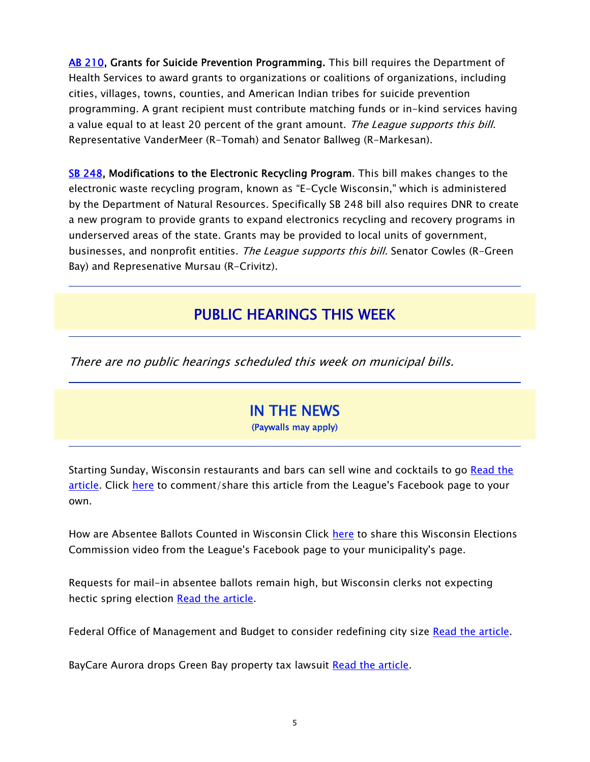**AB 210, Grants for Suicide Prevention Programming.** This bill requires the Department of Health Services to award grants to organizations or coalitions of organizations, including cities, villages, towns, counties, and American Indian tribes for suicide prevention programming. A grant recipient must contribute matching funds or in-kind services having a value equal to at least 20 percent of the grant amount. *The League supports this bill.* Representative VanderMeer (R-Tomah) and Senator Ballweg (R-Markesan).

**SB 248, Modifications to the Electronic Recycling Program**. This bill makes changes to the electronic waste recycling program, known as "E-Cycle Wisconsin," which is administered by the Department of Natural Resources. Specifically SB 248 bill also requires DNR to create a new program to provide grants to expand electronics recycling and recovery programs in underserved areas of the state. Grants may be provided to local units of government, businesses, and nonprofit entities. *The League supports this bill.* Senator Cowles (R-Green Bay) and Represenative Mursau (R-Crivitz).

## PUBLIC HEARINGS THIS WEEK

*There are no public hearings scheduled this week on municipal bills.*

## IN THE NEWS

(Paywalls may apply)

Starting Sunday, Wisconsin restaurants and bars can sell wine and cocktails to go Read the article. Click here to comment/share this article from the League's Facebook page to your own.

How are Absentee Ballots Counted in Wisconsin Click here to share this Wisconsin Elections Commission video from the League's Facebook page to your municipality's page.

Requests for mail-in absentee ballots remain high, but Wisconsin clerks not expecting hectic spring election Read the article.

Federal Office of Management and Budget to consider redefining city size Read the article.

BayCare Aurora drops Green Bay property tax lawsuit Read the article.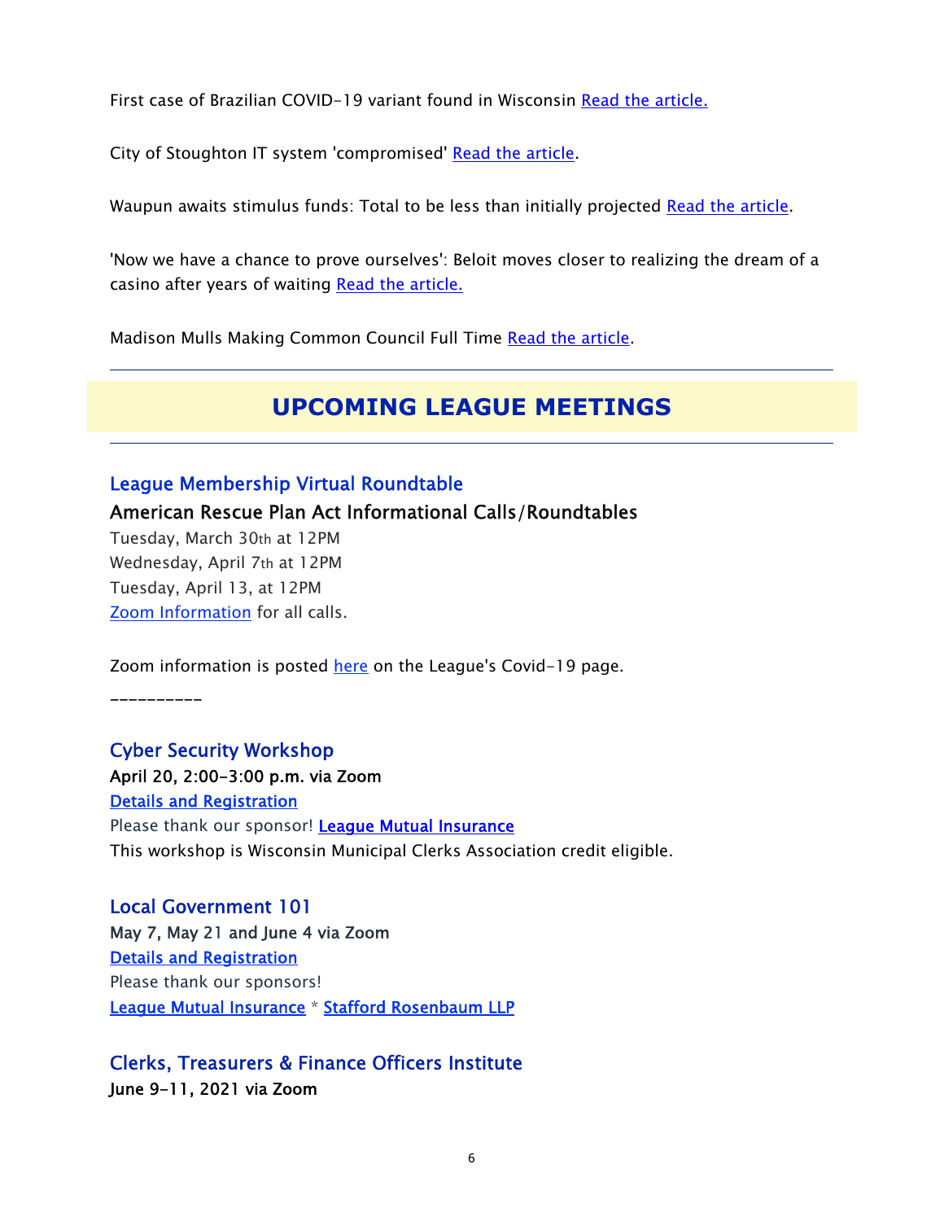First case of Brazilian COVID-19 variant found in Wisconsin Read the article.

City of Stoughton IT system 'compromised' Read the article.

Waupun awaits stimulus funds: Total to be less than initially projected Read the article.

'Now we have a chance to prove ourselves': Beloit moves closer to realizing the dream of a casino after years of waiting Read the article.

Madison Mulls Making Common Council Full Time Read the article.

---

## UPCOMING LEAGUE MEETINGS

---

### League Membership Virtual Roundtable

**American Rescue Plan Act Informational Calls/Roundtables**

Tuesday, March 30th at 12PM
Wednesday, April 7th at 12PM
Tuesday, April 13, at 12PM
Zoom Information for all calls.

Zoom information is posted here on the League's Covid-19 page.

----------

### Cyber Security Workshop

**April 20, 2:00-3:00 p.m. via Zoom**
Details and Registration
Please thank our sponsor! **League Mutual Insurance**
This workshop is Wisconsin Municipal Clerks Association credit eligible.

### Local Government 101

**May 7, May 21 and June 4 via Zoom**
Details and Registration
Please thank our sponsors!
**League Mutual Insurance** * **Stafford Rosenbaum LLP**

### Clerks, Treasurers & Finance Officers Institute

**June 9-11, 2021 via Zoom**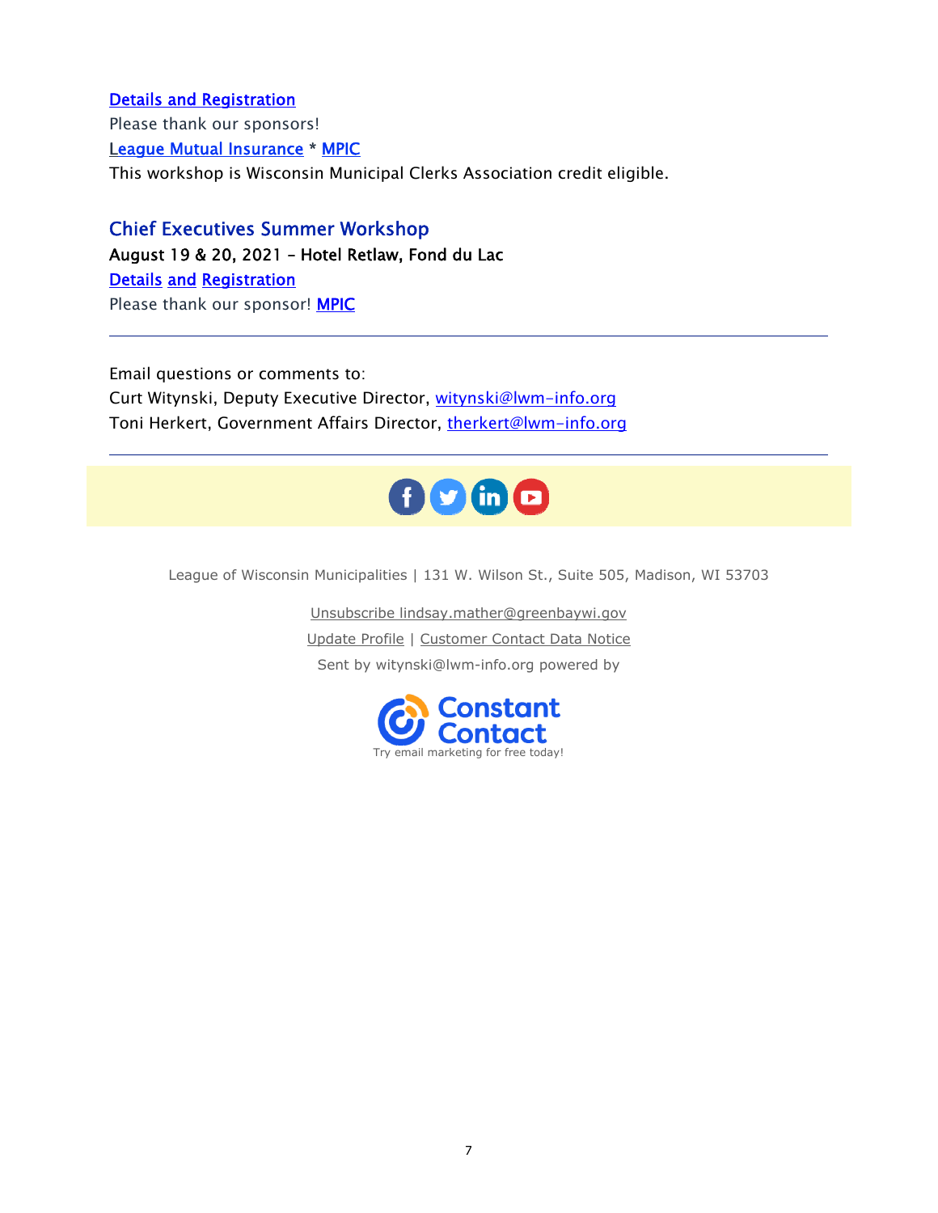Details and Registration

Please thank our sponsors!

League Mutual Insurance * MPIC

This workshop is Wisconsin Municipal Clerks Association credit eligible.

## Chief Executives Summer Workshop

**August 19 & 20, 2021 – Hotel Retlaw, Fond du Lac**

Details and Registration

Please thank our sponsor! MPIC

---

Email questions or comments to:

Curt Witynski, Deputy Executive Director, witynski@lwm-info.org

Toni Herkert, Government Affairs Director, therkert@lwm-info.org

---

League of Wisconsin Municipalities | 131 W. Wilson St., Suite 505, Madison, WI 53703

Unsubscribe lindsay.mather@greenbaywi.gov

Update Profile | Customer Contact Data Notice

Sent by witynski@lwm-info.org powered by

Constant Contact

Try email marketing for free today!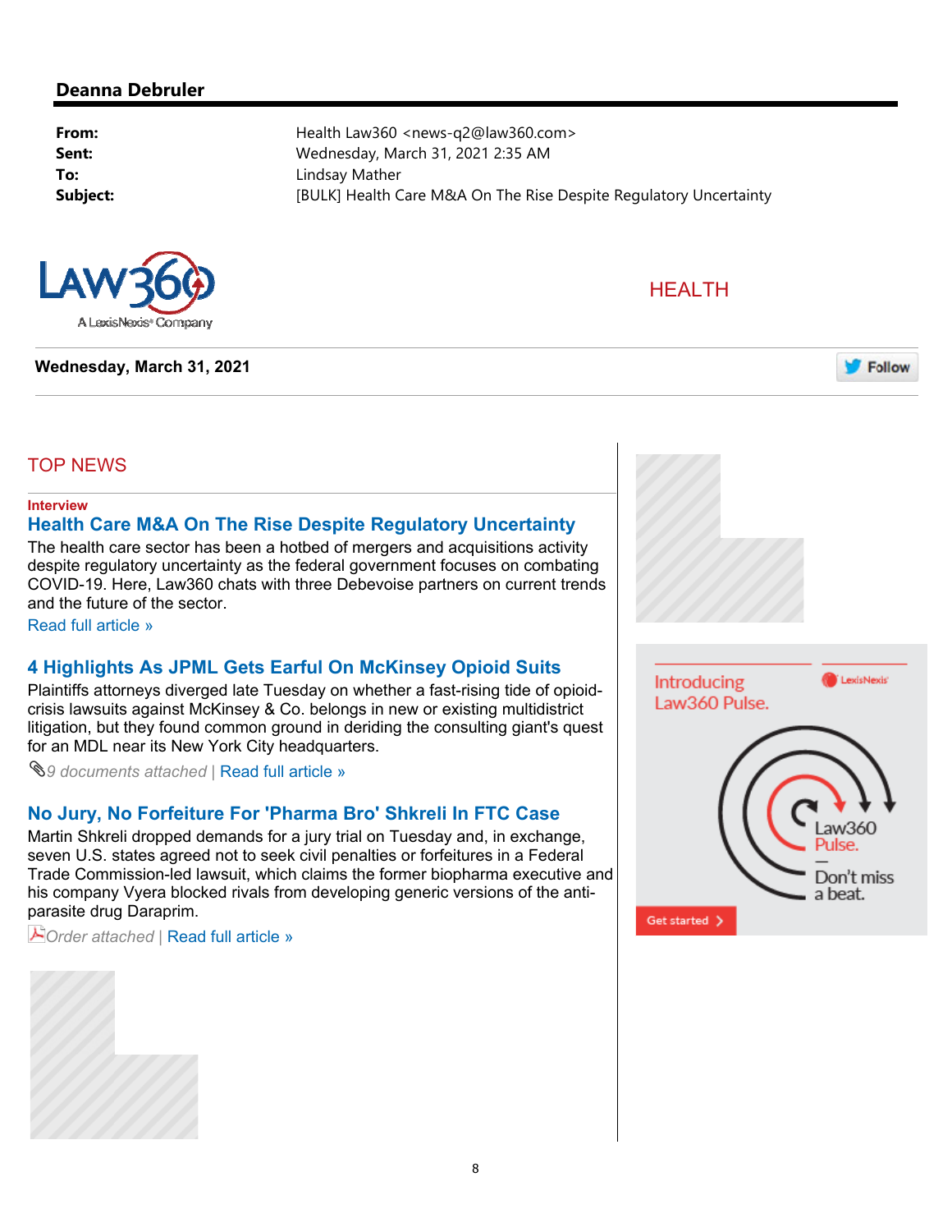**Deanna Debruler**

---

| | |
|---|---|
| **From:** | Health Law360 <news-q2@law360.com> |
| **Sent:** | Wednesday, March 31, 2021 2:35 AM |
| **To:** | Lindsay Mather |
| **Subject:** | [BULK] Health Care M&A On The Rise Despite Regulatory Uncertainty |

LAW360 A LexisNexis® Company

HEALTH

**Wednesday, March 31, 2021**

Follow

## TOP NEWS

**Interview**

### Health Care M&A On The Rise Despite Regulatory Uncertainty

The health care sector has been a hotbed of mergers and acquisitions activity despite regulatory uncertainty as the federal government focuses on combating COVID-19. Here, Law360 chats with three Debevoise partners on current trends and the future of the sector.

Read full article »

### 4 Highlights As JPML Gets Earful On McKinsey Opioid Suits

Plaintiffs attorneys diverged late Tuesday on whether a fast-rising tide of opioid-crisis lawsuits against McKinsey & Co. belongs in new or existing multidistrict litigation, but they found common ground in deriding the consulting giant's quest for an MDL near its New York City headquarters.

*9 documents attached* | Read full article »

### No Jury, No Forfeiture For 'Pharma Bro' Shkreli In FTC Case

Martin Shkreli dropped demands for a jury trial on Tuesday and, in exchange, seven U.S. states agreed not to seek civil penalties or forfeitures in a Federal Trade Commission-led lawsuit, which claims the former biopharma executive and his company Vyera blocked rivals from developing generic versions of the anti-parasite drug Daraprim.

*Order attached* | Read full article »

Introducing Law360 Pulse.

Law360 Pulse. — Don't miss a beat.

Get started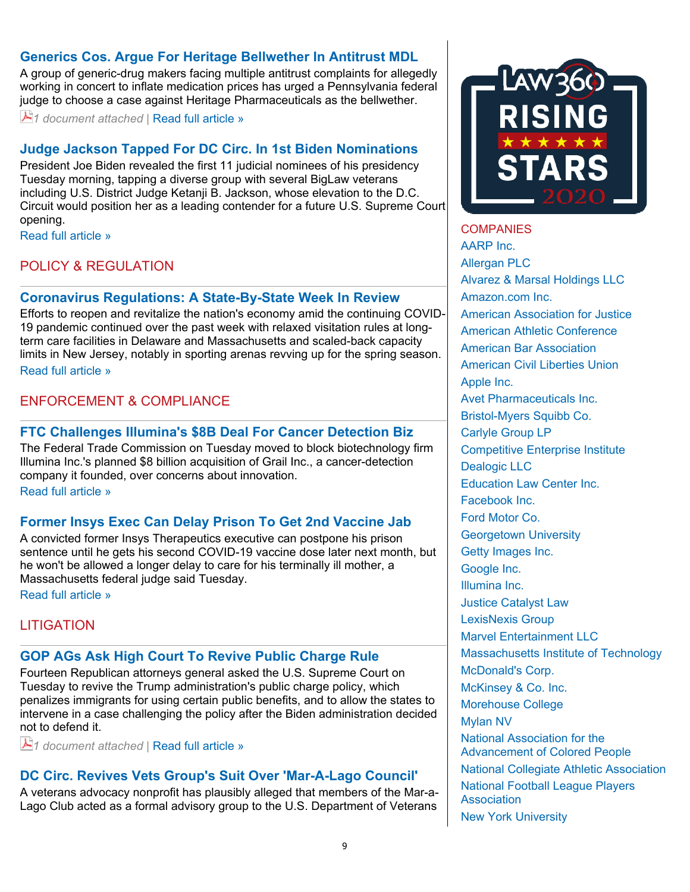### Generics Cos. Argue For Heritage Bellwether In Antitrust MDL

A group of generic-drug makers facing multiple antitrust complaints for allegedly working in concert to inflate medication prices has urged a Pennsylvania federal judge to choose a case against Heritage Pharmaceuticals as the bellwether.

*1 document attached* | Read full article »

### Judge Jackson Tapped For DC Circ. In 1st Biden Nominations

President Joe Biden revealed the first 11 judicial nominees of his presidency Tuesday morning, tapping a diverse group with several BigLaw veterans including U.S. District Judge Ketanji B. Jackson, whose elevation to the D.C. Circuit would position her as a leading contender for a future U.S. Supreme Court opening.

Read full article »

## POLICY & REGULATION

### Coronavirus Regulations: A State-By-State Week In Review

Efforts to reopen and revitalize the nation's economy amid the continuing COVID-19 pandemic continued over the past week with relaxed visitation rules at long-term care facilities in Delaware and Massachusetts and scaled-back capacity limits in New Jersey, notably in sporting arenas revving up for the spring season.

Read full article »

## ENFORCEMENT & COMPLIANCE

### FTC Challenges Illumina's $8B Deal For Cancer Detection Biz

The Federal Trade Commission on Tuesday moved to block biotechnology firm Illumina Inc.'s planned $8 billion acquisition of Grail Inc., a cancer-detection company it founded, over concerns about innovation.

Read full article »

### Former Insys Exec Can Delay Prison To Get 2nd Vaccine Jab

A convicted former Insys Therapeutics executive can postpone his prison sentence until he gets his second COVID-19 vaccine dose later next month, but he won't be allowed a longer delay to care for his terminally ill mother, a Massachusetts federal judge said Tuesday.

Read full article »

## LITIGATION

### GOP AGs Ask High Court To Revive Public Charge Rule

Fourteen Republican attorneys general asked the U.S. Supreme Court on Tuesday to revive the Trump administration's public charge policy, which penalizes immigrants for using certain public benefits, and to allow the states to intervene in a case challenging the policy after the Biden administration decided not to defend it.

*1 document attached* | Read full article »

### DC Circ. Revives Vets Group's Suit Over 'Mar-A-Lago Council'

A veterans advocacy nonprofit has plausibly alleged that members of the Mar-a-Lago Club acted as a formal advisory group to the U.S. Department of Veterans

Law360 Rising Stars 2020

## COMPANIES

- AARP Inc.
- Allergan PLC
- Alvarez & Marsal Holdings LLC
- Amazon.com Inc.
- American Association for Justice
- American Athletic Conference
- American Bar Association
- American Civil Liberties Union
- Apple Inc.
- Avet Pharmaceuticals Inc.
- Bristol-Myers Squibb Co.
- Carlyle Group LP
- Competitive Enterprise Institute
- Dealogic LLC
- Education Law Center Inc.
- Facebook Inc.
- Ford Motor Co.
- Georgetown University
- Getty Images Inc.
- Google Inc.
- Illumina Inc.
- Justice Catalyst Law
- LexisNexis Group
- Marvel Entertainment LLC
- Massachusetts Institute of Technology
- McDonald's Corp.
- McKinsey & Co. Inc.
- Morehouse College
- Mylan NV
- National Association for the Advancement of Colored People
- National Collegiate Athletic Association
- National Football League Players Association
- New York University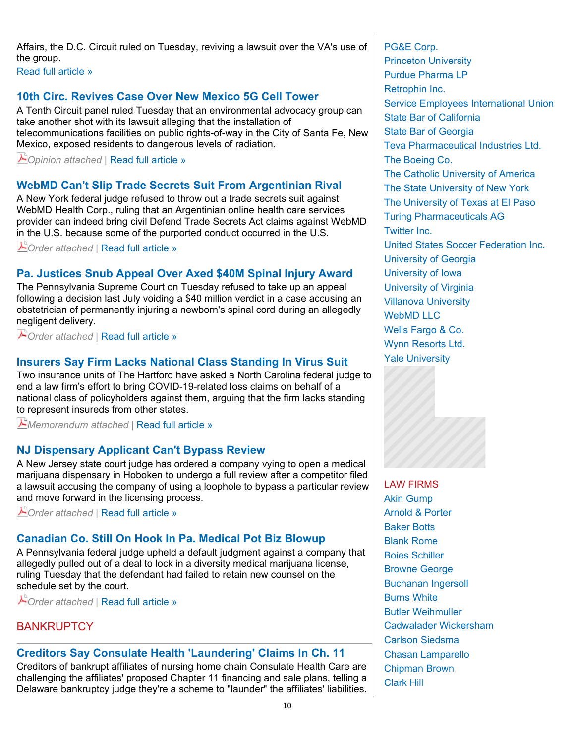Affairs, the D.C. Circuit ruled on Tuesday, reviving a lawsuit over the VA's use of the group.
Read full article »

### 10th Circ. Revives Case Over New Mexico 5G Cell Tower

A Tenth Circuit panel ruled Tuesday that an environmental advocacy group can take another shot with its lawsuit alleging that the installation of telecommunications facilities on public rights-of-way in the City of Santa Fe, New Mexico, exposed residents to dangerous levels of radiation.

*Opinion attached* | Read full article »

### WebMD Can't Slip Trade Secrets Suit From Argentinian Rival

A New York federal judge refused to throw out a trade secrets suit against WebMD Health Corp., ruling that an Argentinian online health care services provider can indeed bring civil Defend Trade Secrets Act claims against WebMD in the U.S. because some of the purported conduct occurred in the U.S.

*Order attached* | Read full article »

### Pa. Justices Snub Appeal Over Axed $40M Spinal Injury Award

The Pennsylvania Supreme Court on Tuesday refused to take up an appeal following a decision last July voiding a $40 million verdict in a case accusing an obstetrician of permanently injuring a newborn's spinal cord during an allegedly negligent delivery.

*Order attached* | Read full article »

### Insurers Say Firm Lacks National Class Standing In Virus Suit

Two insurance units of The Hartford have asked a North Carolina federal judge to end a law firm's effort to bring COVID-19-related loss claims on behalf of a national class of policyholders against them, arguing that the firm lacks standing to represent insureds from other states.

*Memorandum attached* | Read full article »

### NJ Dispensary Applicant Can't Bypass Review

A New Jersey state court judge has ordered a company vying to open a medical marijuana dispensary in Hoboken to undergo a full review after a competitor filed a lawsuit accusing the company of using a loophole to bypass a particular review and move forward in the licensing process.

*Order attached* | Read full article »

### Canadian Co. Still On Hook In Pa. Medical Pot Biz Blowup

A Pennsylvania federal judge upheld a default judgment against a company that allegedly pulled out of a deal to lock in a diversity medical marijuana license, ruling Tuesday that the defendant had failed to retain new counsel on the schedule set by the court.

*Order attached* | Read full article »

## BANKRUPTCY

### Creditors Say Consulate Health 'Laundering' Claims In Ch. 11

Creditors of bankrupt affiliates of nursing home chain Consulate Health Care are challenging the affiliates' proposed Chapter 11 financing and sale plans, telling a Delaware bankruptcy judge they're a scheme to "launder" the affiliates' liabilities.

PG&E Corp.
Princeton University
Purdue Pharma LP
Retrophin Inc.
Service Employees International Union
State Bar of California
State Bar of Georgia
Teva Pharmaceutical Industries Ltd.
The Boeing Co.
The Catholic University of America
The State University of New York
The University of Texas at El Paso
Turing Pharmaceuticals AG
Twitter Inc.
United States Soccer Federation Inc.
University of Georgia
University of Iowa
University of Virginia
Villanova University
WebMD LLC
Wells Fargo & Co.
Wynn Resorts Ltd.
Yale University

## LAW FIRMS

Akin Gump
Arnold & Porter
Baker Botts
Blank Rome
Boies Schiller
Browne George
Buchanan Ingersoll
Burns White
Butler Weihmuller
Cadwalader Wickersham
Carlson Siedsma
Chasan Lamparello
Chipman Brown
Clark Hill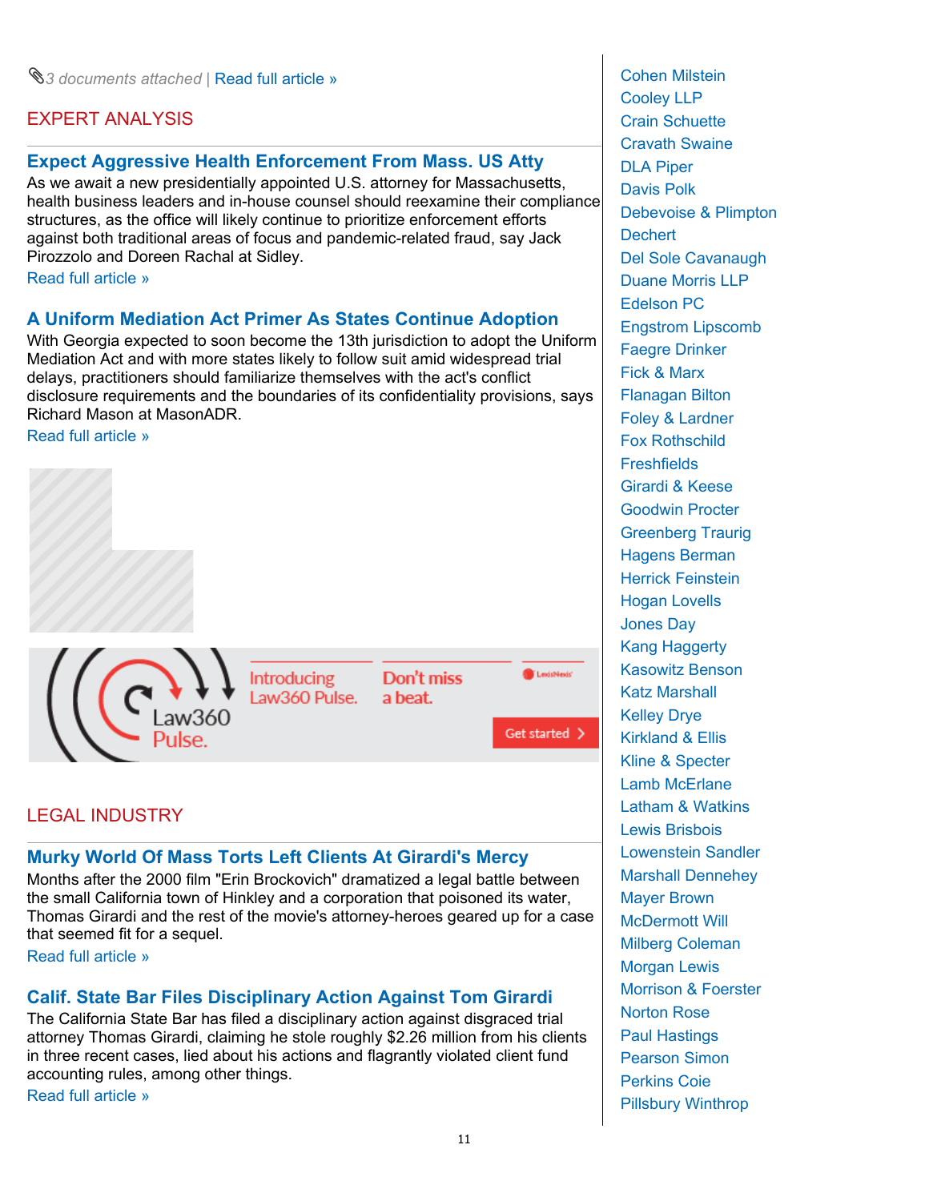📎3 documents attached | Read full article »

## EXPERT ANALYSIS

### Expect Aggressive Health Enforcement From Mass. US Atty

As we await a new presidentially appointed U.S. attorney for Massachusetts, health business leaders and in-house counsel should reexamine their compliance structures, as the office will likely continue to prioritize enforcement efforts against both traditional areas of focus and pandemic-related fraud, say Jack Pirozzolo and Doreen Rachal at Sidley.

Read full article »

### A Uniform Mediation Act Primer As States Continue Adoption

With Georgia expected to soon become the 13th jurisdiction to adopt the Uniform Mediation Act and with more states likely to follow suit amid widespread trial delays, practitioners should familiarize themselves with the act's conflict disclosure requirements and the boundaries of its confidentiality provisions, says Richard Mason at MasonADR.

Read full article »

Law360 Pulse. Introducing Law360 Pulse. Don't miss a beat. LexisNexis Get started

## LEGAL INDUSTRY

### Murky World Of Mass Torts Left Clients At Girardi's Mercy

Months after the 2000 film "Erin Brockovich" dramatized a legal battle between the small California town of Hinkley and a corporation that poisoned its water, Thomas Girardi and the rest of the movie's attorney-heroes geared up for a case that seemed fit for a sequel.

Read full article »

### Calif. State Bar Files Disciplinary Action Against Tom Girardi

The California State Bar has filed a disciplinary action against disgraced trial attorney Thomas Girardi, claiming he stole roughly $2.26 million from his clients in three recent cases, lied about his actions and flagrantly violated client fund accounting rules, among other things.

Read full article »

Cohen Milstein
Cooley LLP
Crain Schuette
Cravath Swaine
DLA Piper
Davis Polk
Debevoise & Plimpton
Dechert
Del Sole Cavanaugh
Duane Morris LLP
Edelson PC
Engstrom Lipscomb
Faegre Drinker
Fick & Marx
Flanagan Bilton
Foley & Lardner
Fox Rothschild
Freshfields
Girardi & Keese
Goodwin Procter
Greenberg Traurig
Hagens Berman
Herrick Feinstein
Hogan Lovells
Jones Day
Kang Haggerty
Kasowitz Benson
Katz Marshall
Kelley Drye
Kirkland & Ellis
Kline & Specter
Lamb McErlane
Latham & Watkins
Lewis Brisbois
Lowenstein Sandler
Marshall Dennehey
Mayer Brown
McDermott Will
Milberg Coleman
Morgan Lewis
Morrison & Foerster
Norton Rose
Paul Hastings
Pearson Simon
Perkins Coie
Pillsbury Winthrop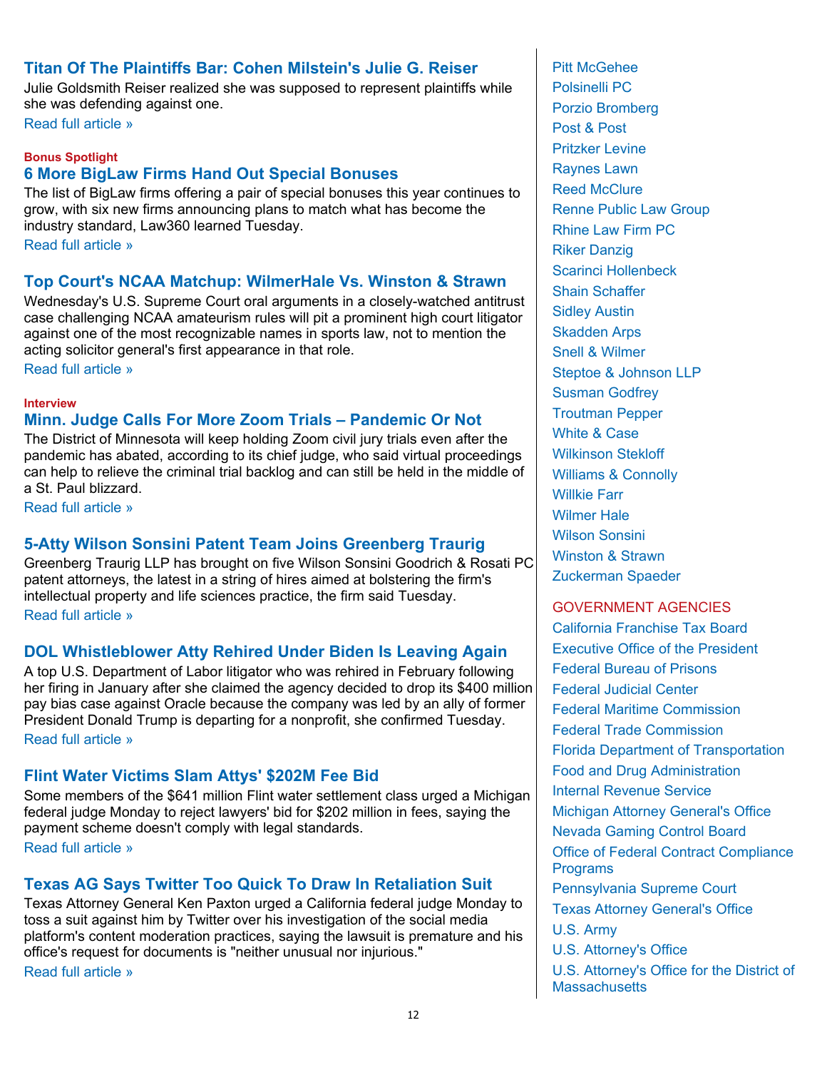### Titan Of The Plaintiffs Bar: Cohen Milstein's Julie G. Reiser

Julie Goldsmith Reiser realized she was supposed to represent plaintiffs while she was defending against one.

Read full article »

**Bonus Spotlight**

### 6 More BigLaw Firms Hand Out Special Bonuses

The list of BigLaw firms offering a pair of special bonuses this year continues to grow, with six new firms announcing plans to match what has become the industry standard, Law360 learned Tuesday.

Read full article »

### Top Court's NCAA Matchup: WilmerHale Vs. Winston & Strawn

Wednesday's U.S. Supreme Court oral arguments in a closely-watched antitrust case challenging NCAA amateurism rules will pit a prominent high court litigator against one of the most recognizable names in sports law, not to mention the acting solicitor general's first appearance in that role.

Read full article »

**Interview**

### Minn. Judge Calls For More Zoom Trials – Pandemic Or Not

The District of Minnesota will keep holding Zoom civil jury trials even after the pandemic has abated, according to its chief judge, who said virtual proceedings can help to relieve the criminal trial backlog and can still be held in the middle of a St. Paul blizzard.

Read full article »

### 5-Atty Wilson Sonsini Patent Team Joins Greenberg Traurig

Greenberg Traurig LLP has brought on five Wilson Sonsini Goodrich & Rosati PC patent attorneys, the latest in a string of hires aimed at bolstering the firm's intellectual property and life sciences practice, the firm said Tuesday.

Read full article »

### DOL Whistleblower Atty Rehired Under Biden Is Leaving Again

A top U.S. Department of Labor litigator who was rehired in February following her firing in January after she claimed the agency decided to drop its $400 million pay bias case against Oracle because the company was led by an ally of former President Donald Trump is departing for a nonprofit, she confirmed Tuesday.

Read full article »

### Flint Water Victims Slam Attys' $202M Fee Bid

Some members of the $641 million Flint water settlement class urged a Michigan federal judge Monday to reject lawyers' bid for $202 million in fees, saying the payment scheme doesn't comply with legal standards.

Read full article »

### Texas AG Says Twitter Too Quick To Draw In Retaliation Suit

Texas Attorney General Ken Paxton urged a California federal judge Monday to toss a suit against him by Twitter over his investigation of the social media platform's content moderation practices, saying the lawsuit is premature and his office's request for documents is "neither unusual nor injurious."

Read full article »

Pitt McGehee
Polsinelli PC
Porzio Bromberg
Post & Post
Pritzker Levine
Raynes Lawn
Reed McClure
Renne Public Law Group
Rhine Law Firm PC
Riker Danzig
Scarinci Hollenbeck
Shain Schaffer
Sidley Austin
Skadden Arps
Snell & Wilmer
Steptoe & Johnson LLP
Susman Godfrey
Troutman Pepper
White & Case
Wilkinson Stekloff
Williams & Connolly
Willkie Farr
Wilmer Hale
Wilson Sonsini
Winston & Strawn
Zuckerman Spaeder

**GOVERNMENT AGENCIES**

California Franchise Tax Board
Executive Office of the President
Federal Bureau of Prisons
Federal Judicial Center
Federal Maritime Commission
Federal Trade Commission
Florida Department of Transportation
Food and Drug Administration
Internal Revenue Service
Michigan Attorney General's Office
Nevada Gaming Control Board
Office of Federal Contract Compliance Programs
Pennsylvania Supreme Court
Texas Attorney General's Office
U.S. Army
U.S. Attorney's Office
U.S. Attorney's Office for the District of Massachusetts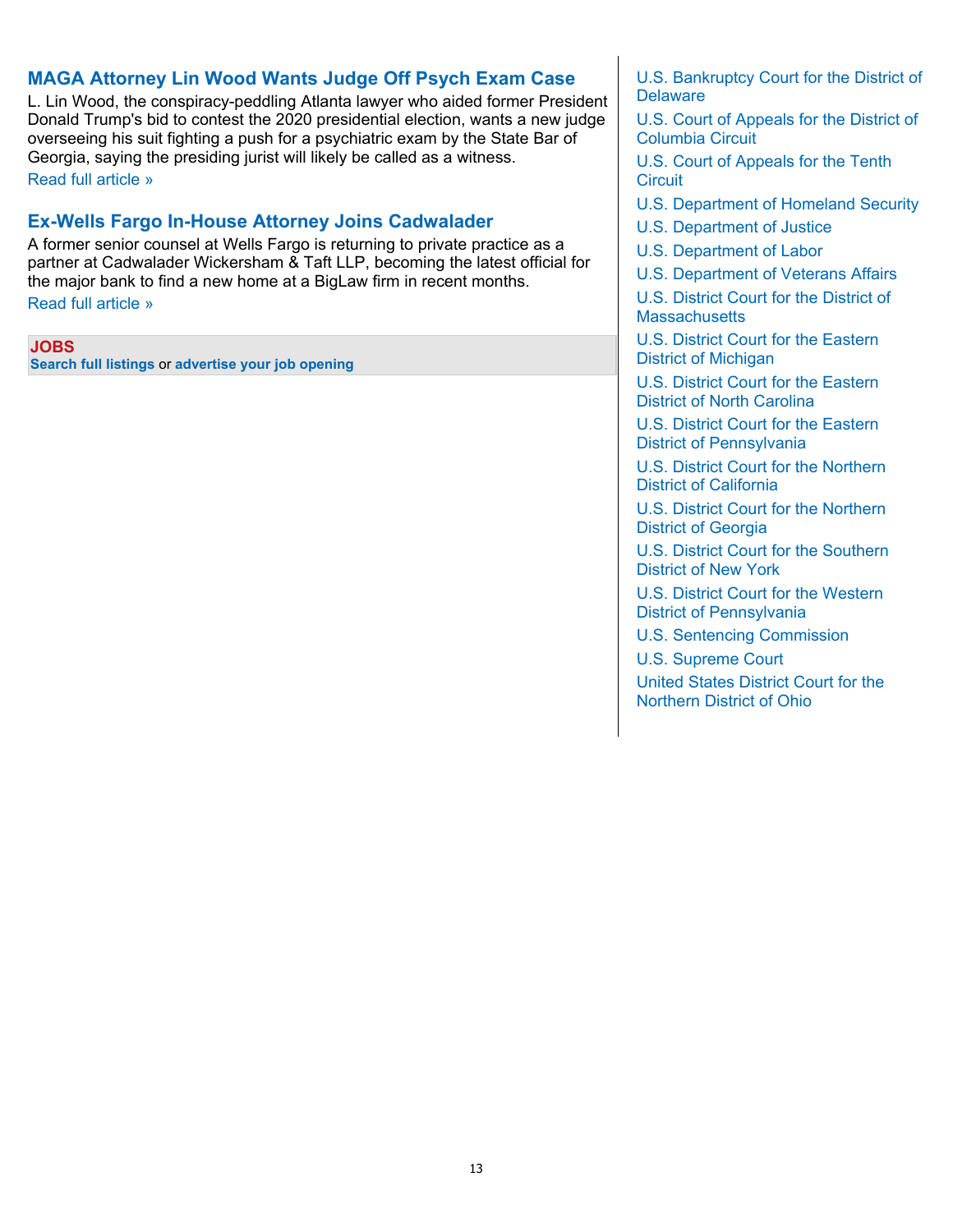### MAGA Attorney Lin Wood Wants Judge Off Psych Exam Case

L. Lin Wood, the conspiracy-peddling Atlanta lawyer who aided former President Donald Trump's bid to contest the 2020 presidential election, wants a new judge overseeing his suit fighting a push for a psychiatric exam by the State Bar of Georgia, saying the presiding jurist will likely be called as a witness.

Read full article »

### Ex-Wells Fargo In-House Attorney Joins Cadwalader

A former senior counsel at Wells Fargo is returning to private practice as a partner at Cadwalader Wickersham & Taft LLP, becoming the latest official for the major bank to find a new home at a BigLaw firm in recent months.

Read full article »

**JOBS**

**Search full listings** or **advertise your job opening**

- U.S. Bankruptcy Court for the District of Delaware
- U.S. Court of Appeals for the District of Columbia Circuit
- U.S. Court of Appeals for the Tenth Circuit
- U.S. Department of Homeland Security
- U.S. Department of Justice
- U.S. Department of Labor
- U.S. Department of Veterans Affairs
- U.S. District Court for the District of Massachusetts
- U.S. District Court for the Eastern District of Michigan
- U.S. District Court for the Eastern District of North Carolina
- U.S. District Court for the Eastern District of Pennsylvania
- U.S. District Court for the Northern District of California
- U.S. District Court for the Northern District of Georgia
- U.S. District Court for the Southern District of New York
- U.S. District Court for the Western District of Pennsylvania
- U.S. Sentencing Commission
- U.S. Supreme Court
- United States District Court for the Northern District of Ohio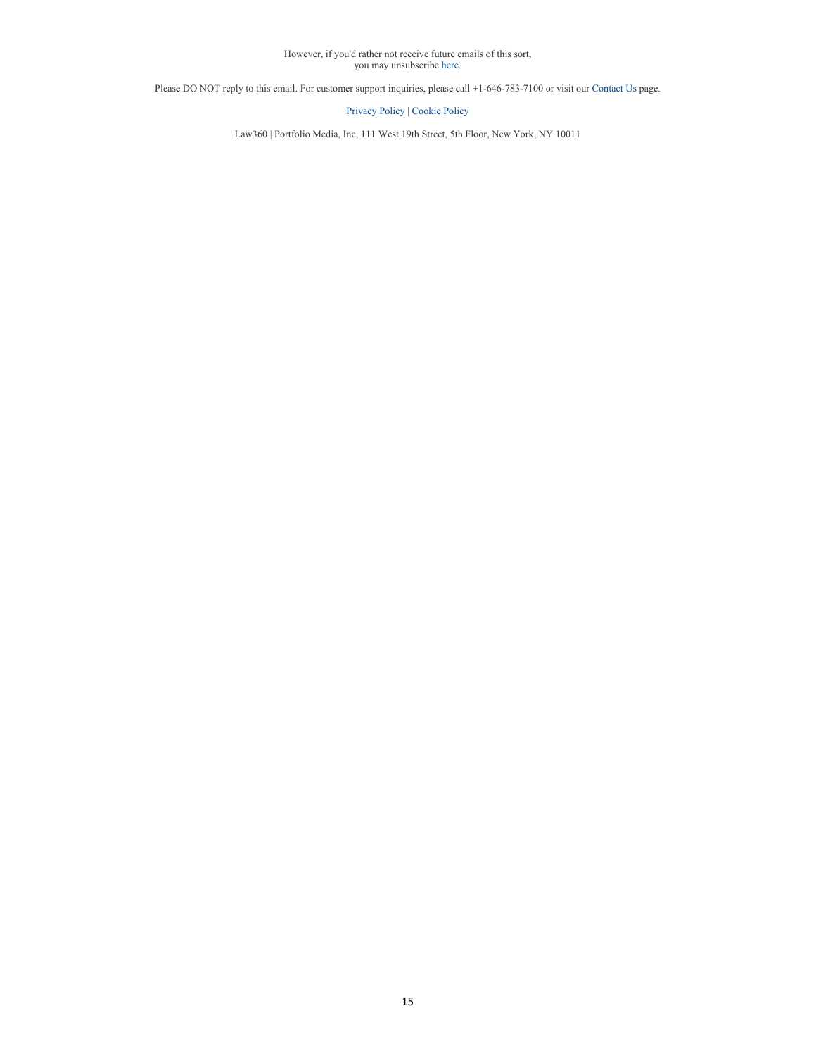However, if you'd rather not receive future emails of this sort,
you may unsubscribe here.

Please DO NOT reply to this email. For customer support inquiries, please call +1-646-783-7100 or visit our Contact Us page.

Privacy Policy | Cookie Policy

Law360 | Portfolio Media, Inc, 111 West 19th Street, 5th Floor, New York, NY 10011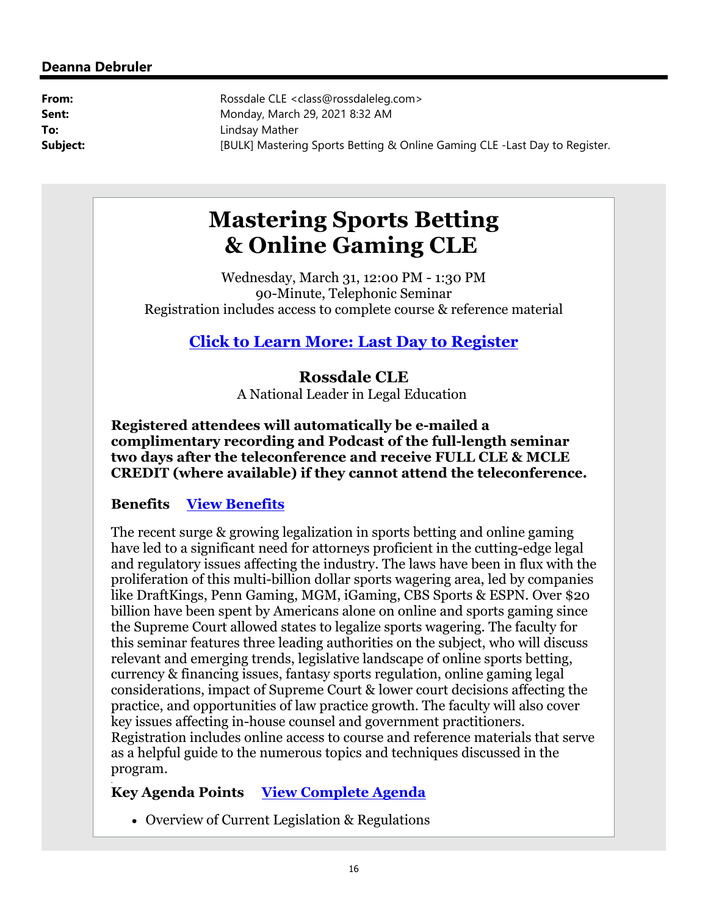**Deanna Debruler**

| | |
|---|---|
| **From:** | Rossdale CLE <class@rossdaleleg.com> |
| **Sent:** | Monday, March 29, 2021 8:32 AM |
| **To:** | Lindsay Mather |
| **Subject:** | [BULK] Mastering Sports Betting & Online Gaming CLE -Last Day to Register. |

# Mastering Sports Betting & Online Gaming CLE

Wednesday, March 31, 12:00 PM - 1:30 PM
90-Minute, Telephonic Seminar
Registration includes access to complete course & reference material

## Click to Learn More: Last Day to Register

### Rossdale CLE

A National Leader in Legal Education

**Registered attendees will automatically be e-mailed a complimentary recording and Podcast of the full-length seminar two days after the teleconference and receive FULL CLE & MCLE CREDIT (where available) if they cannot attend the teleconference.**

**Benefits** **View Benefits**

The recent surge & growing legalization in sports betting and online gaming have led to a significant need for attorneys proficient in the cutting-edge legal and regulatory issues affecting the industry. The laws have been in flux with the proliferation of this multi-billion dollar sports wagering area, led by companies like DraftKings, Penn Gaming, MGM, iGaming, CBS Sports & ESPN. Over $20 billion have been spent by Americans alone on online and sports gaming since the Supreme Court allowed states to legalize sports wagering. The faculty for this seminar features three leading authorities on the subject, who will discuss relevant and emerging trends, legislative landscape of online sports betting, currency & financing issues, fantasy sports regulation, online gaming legal considerations, impact of Supreme Court & lower court decisions affecting the practice, and opportunities of law practice growth. The faculty will also cover key issues affecting in-house counsel and government practitioners. Registration includes online access to course and reference materials that serve as a helpful guide to the numerous topics and techniques discussed in the program.

**Key Agenda Points** **View Complete Agenda**

- Overview of Current Legislation & Regulations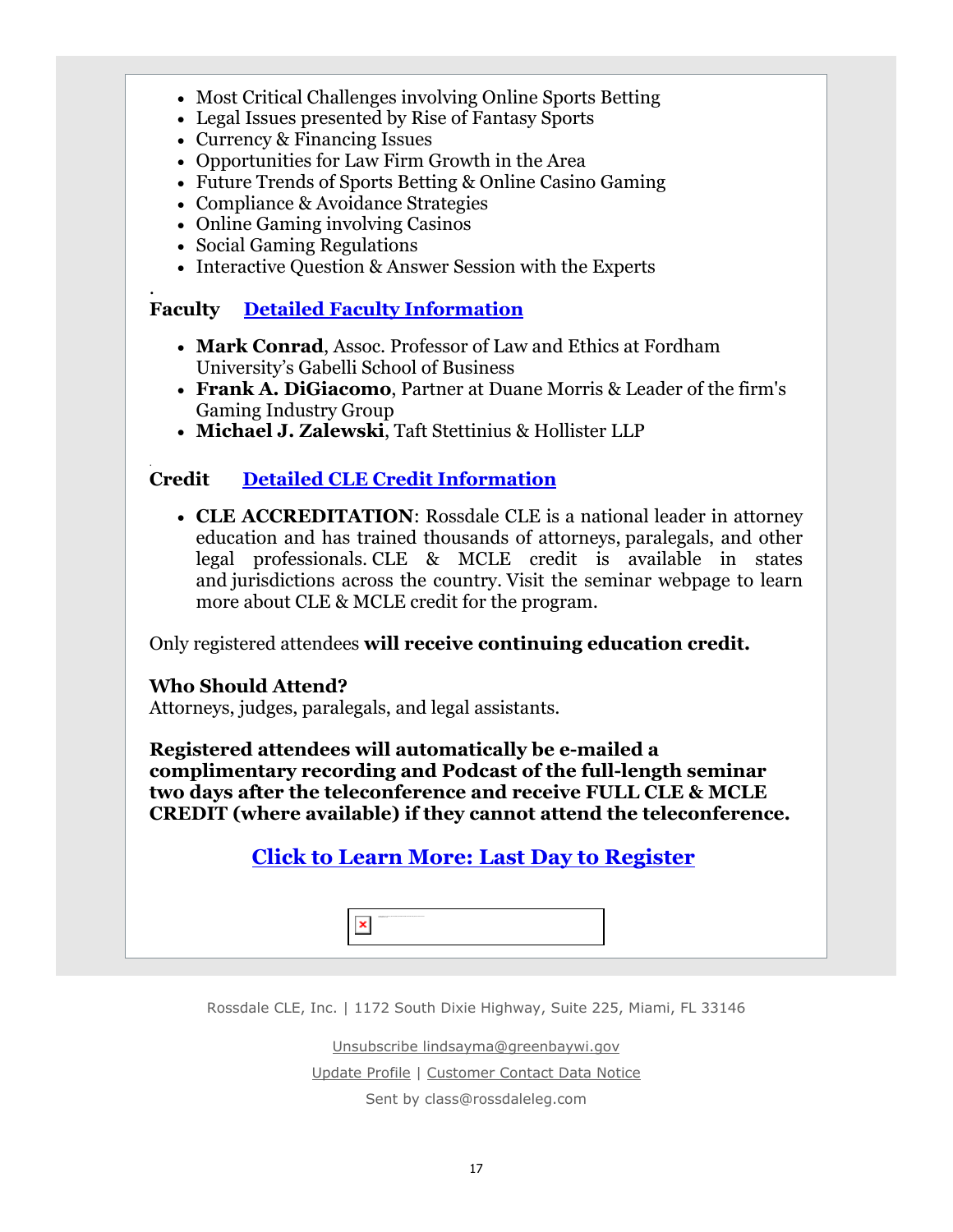- Most Critical Challenges involving Online Sports Betting
- Legal Issues presented by Rise of Fantasy Sports
- Currency & Financing Issues
- Opportunities for Law Firm Growth in the Area
- Future Trends of Sports Betting & Online Casino Gaming
- Compliance & Avoidance Strategies
- Online Gaming involving Casinos
- Social Gaming Regulations
- Interactive Question & Answer Session with the Experts

**Faculty** [Detailed Faculty Information]

- **Mark Conrad**, Assoc. Professor of Law and Ethics at Fordham University's Gabelli School of Business
- **Frank A. DiGiacomo**, Partner at Duane Morris & Leader of the firm's Gaming Industry Group
- **Michael J. Zalewski**, Taft Stettinius & Hollister LLP

**Credit** [Detailed CLE Credit Information]

- **CLE ACCREDITATION**: Rossdale CLE is a national leader in attorney education and has trained thousands of attorneys, paralegals, and other legal professionals. CLE & MCLE credit is available in states and jurisdictions across the country. Visit the seminar webpage to learn more about CLE & MCLE credit for the program.

Only registered attendees **will receive continuing education credit.**

**Who Should Attend?**
Attorneys, judges, paralegals, and legal assistants.

**Registered attendees will automatically be e-mailed a complimentary recording and Podcast of the full-length seminar two days after the teleconference and receive FULL CLE & MCLE CREDIT (where available) if they cannot attend the teleconference.**

**[Click to Learn More: Last Day to Register]**

Rossdale CLE, Inc. | 1172 South Dixie Highway, Suite 225, Miami, FL 33146

Unsubscribe lindsayma@greenbaywi.gov

Update Profile | Customer Contact Data Notice

Sent by class@rossdaleleg.com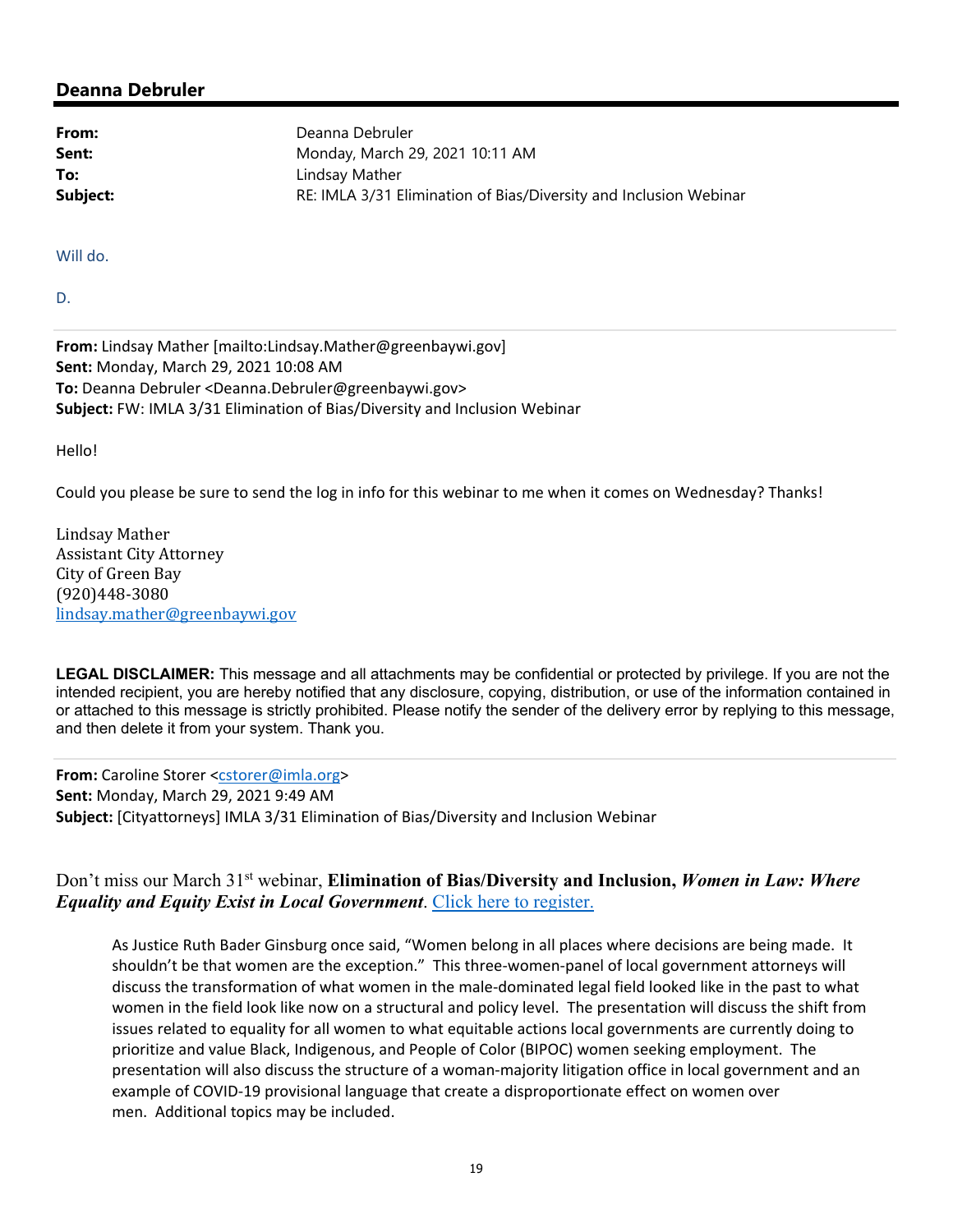## Deanna Debruler

**From:** Deanna Debruler
**Sent:** Monday, March 29, 2021 10:11 AM
**To:** Lindsay Mather
**Subject:** RE: IMLA 3/31 Elimination of Bias/Diversity and Inclusion Webinar

Will do.

D.

---

**From:** Lindsay Mather [mailto:Lindsay.Mather@greenbaywi.gov]
**Sent:** Monday, March 29, 2021 10:08 AM
**To:** Deanna Debruler <Deanna.Debruler@greenbaywi.gov>
**Subject:** FW: IMLA 3/31 Elimination of Bias/Diversity and Inclusion Webinar

Hello!

Could you please be sure to send the log in info for this webinar to me when it comes on Wednesday? Thanks!

Lindsay Mather
Assistant City Attorney
City of Green Bay
(920)448-3080
lindsay.mather@greenbaywi.gov

**LEGAL DISCLAIMER:** This message and all attachments may be confidential or protected by privilege. If you are not the intended recipient, you are hereby notified that any disclosure, copying, distribution, or use of the information contained in or attached to this message is strictly prohibited. Please notify the sender of the delivery error by replying to this message, and then delete it from your system. Thank you.

---

**From:** Caroline Storer <cstorer@imla.org>
**Sent:** Monday, March 29, 2021 9:49 AM
**Subject:** [Cityattorneys] IMLA 3/31 Elimination of Bias/Diversity and Inclusion Webinar

Don't miss our March 31st webinar, **Elimination of Bias/Diversity and Inclusion,** ***Women in Law: Where Equality and Equity Exist in Local Government***. Click here to register.

> As Justice Ruth Bader Ginsburg once said, "Women belong in all places where decisions are being made. It shouldn't be that women are the exception." This three-women-panel of local government attorneys will discuss the transformation of what women in the male-dominated legal field looked like in the past to what women in the field look like now on a structural and policy level. The presentation will discuss the shift from issues related to equality for all women to what equitable actions local governments are currently doing to prioritize and value Black, Indigenous, and People of Color (BIPOC) women seeking employment. The presentation will also discuss the structure of a woman-majority litigation office in local government and an example of COVID-19 provisional language that create a disproportionate effect on women over men. Additional topics may be included.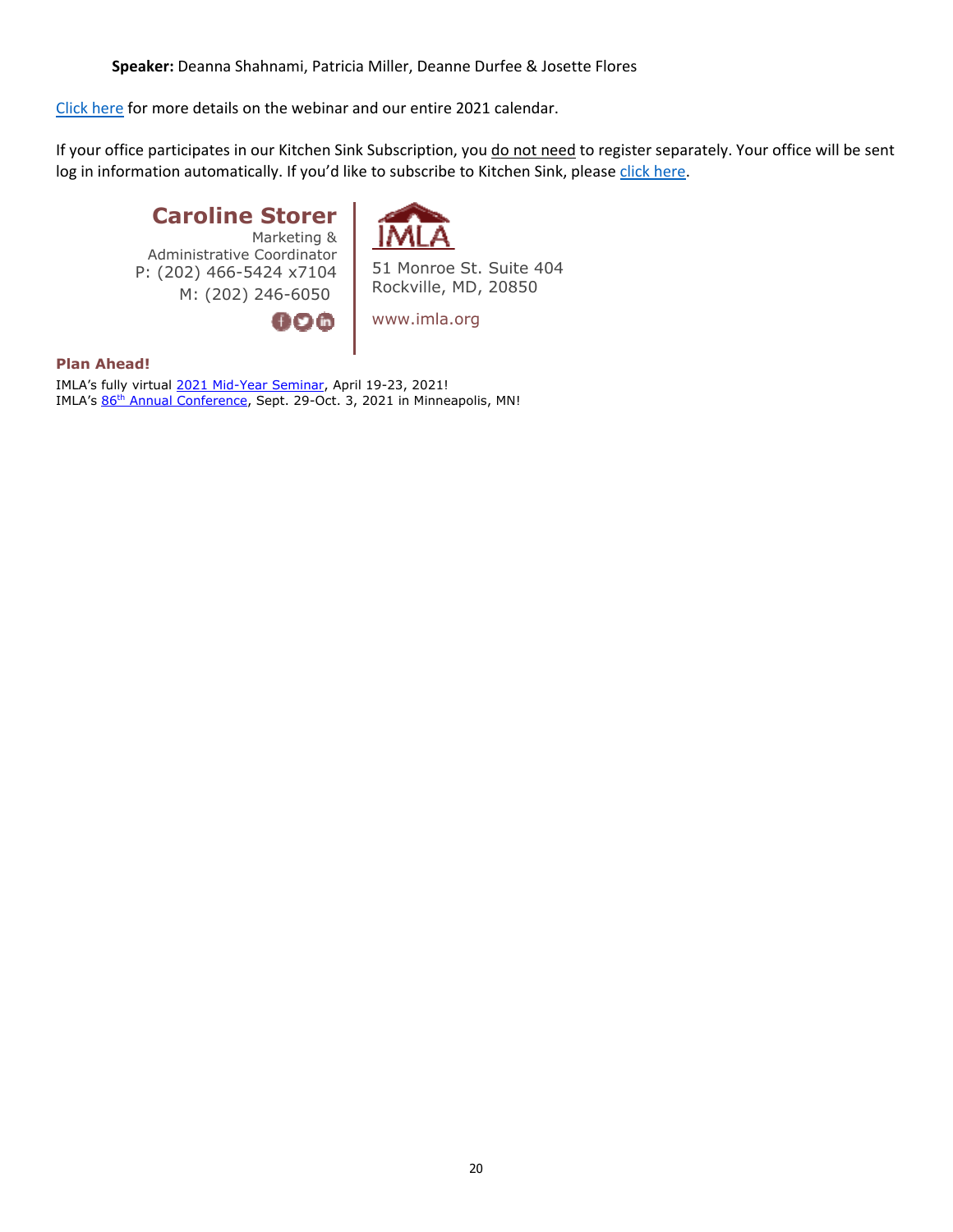**Speaker:** Deanna Shahnami, Patricia Miller, Deanne Durfee & Josette Flores

Click here for more details on the webinar and our entire 2021 calendar.

If your office participates in our Kitchen Sink Subscription, you do not need to register separately. Your office will be sent log in information automatically. If you'd like to subscribe to Kitchen Sink, please click here.

**Caroline Storer**
Marketing &
Administrative Coordinator
P: (202) 466-5424 x7104
M: (202) 246-6050

IMLA
51 Monroe St. Suite 404
Rockville, MD, 20850

www.imla.org

**Plan Ahead!**

IMLA's fully virtual 2021 Mid-Year Seminar, April 19-23, 2021!
IMLA's 86th Annual Conference, Sept. 29-Oct. 3, 2021 in Minneapolis, MN!